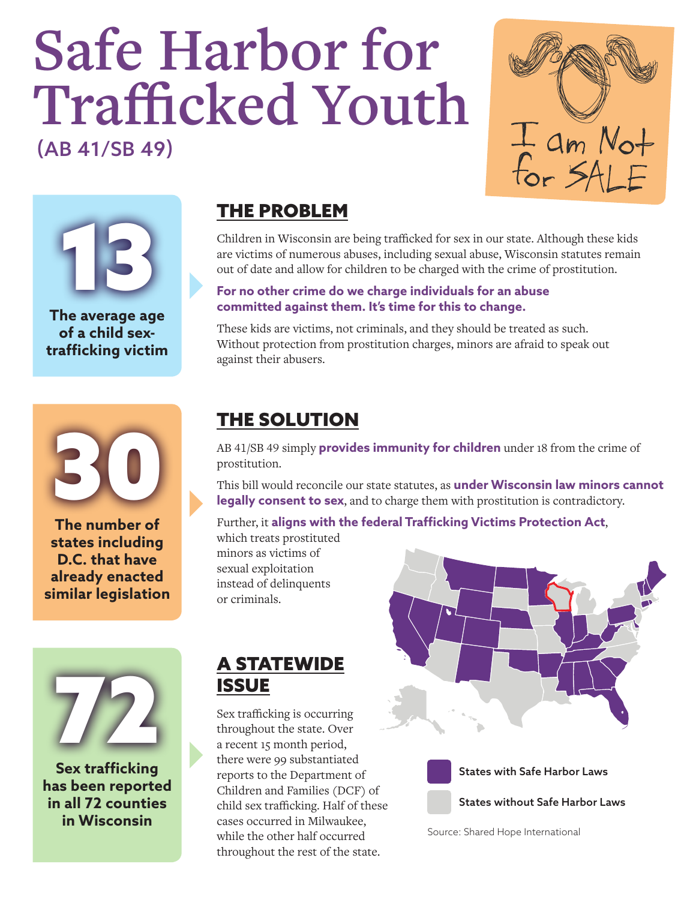# Safe Harbor for Trafficked Youth

## (AB 41/SB 49)

I am Not for SALE

**13**

**The average age of a child sex-trafficking victim**

## THE PROBLEM

Children in Wisconsin are being trafficked for sex in our state. Although these kids are victims of numerous abuses, including sexual abuse, Wisconsin statutes remain out of date and allow for children to be charged with the crime of prostitution.

**For no other crime do we charge individuals for an abuse committed against them. It's time for this to change.**

These kids are victims, not criminals, and they should be treated as such. Without protection from prostitution charges, minors are afraid to speak out against their abusers.

**30**

**The number of states including D.C. that have already enacted similar legislation**

## THE SOLUTION

AB 41/SB 49 simply **provides immunity for children** under 18 from the crime of prostitution.

This bill would reconcile our state statutes, as **under Wisconsin law minors cannot legally consent to sex**, and to charge them with prostitution is contradictory.

Further, it **aligns with the federal Trafficking Victims Protection Act**, which treats prostituted minors as victims of sexual exploitation instead of delinquents or criminals.

**72**

**Sex trafficking has been reported in all 72 counties in Wisconsin**

## A STATEWIDE ISSUE

Sex trafficking is occurring throughout the state. Over a recent 15 month period, there were 99 substantiated reports to the Department of Children and Families (DCF) of child sex trafficking. Half of these cases occurred in Milwaukee, while the other half occurred throughout the rest of the state.

States with Safe Harbor Laws

States without Safe Harbor Laws

Source: Shared Hope International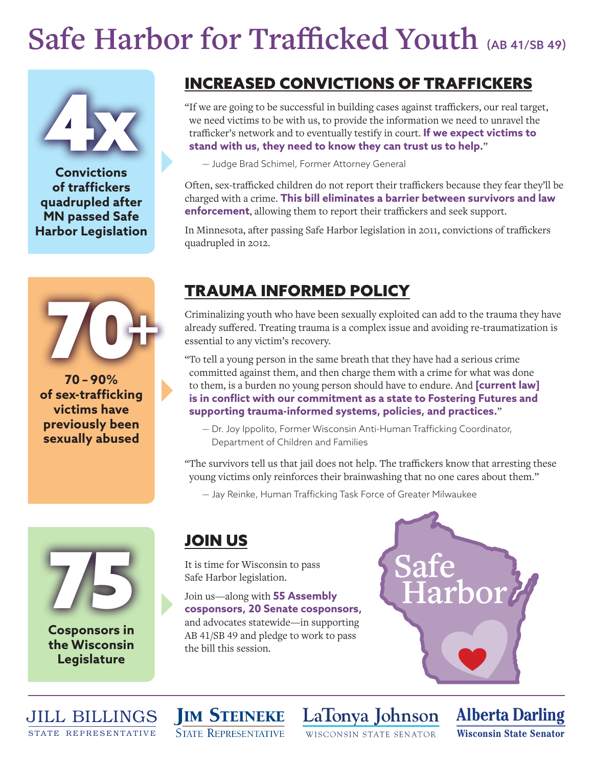# Safe Harbor for Trafficked Youth (AB 41/SB 49)

**4x**

**Convictions of traffickers quadrupled after MN passed Safe Harbor Legislation**

## INCREASED CONVICTIONS OF TRAFFICKERS

"If we are going to be successful in building cases against traffickers, our real target, we need victims to be with us, to provide the information we need to unravel the trafficker's network and to eventually testify in court. **If we expect victims to stand with us, they need to know they can trust us to help.**"

— Judge Brad Schimel, Former Attorney General

Often, sex-trafficked children do not report their traffickers because they fear they'll be charged with a crime. **This bill eliminates a barrier between survivors and law enforcement**, allowing them to report their traffickers and seek support.

In Minnesota, after passing Safe Harbor legislation in 2011, convictions of traffickers quadrupled in 2012.

**70+**

**70 – 90% of sex-trafficking victims have previously been sexually abused**

## TRAUMA INFORMED POLICY

Criminalizing youth who have been sexually exploited can add to the trauma they have already suffered. Treating trauma is a complex issue and avoiding re-traumatization is essential to any victim's recovery.

"To tell a young person in the same breath that they have had a serious crime committed against them, and then charge them with a crime for what was done to them, is a burden no young person should have to endure. And **[current law] is in conflict with our commitment as a state to Fostering Futures and supporting trauma-informed systems, policies, and practices.**"

— Dr. Joy Ippolito, Former Wisconsin Anti-Human Trafficking Coordinator, Department of Children and Families

"The survivors tell us that jail does not help. The traffickers know that arresting these young victims only reinforces their brainwashing that no one cares about them."

— Jay Reinke, Human Trafficking Task Force of Greater Milwaukee

**75**

**Cosponsors in the Wisconsin Legislature**

## JOIN US

It is time for Wisconsin to pass Safe Harbor legislation.

Join us—along with **55 Assembly cosponsors, 20 Senate cosponsors,** and advocates statewide—in supporting AB 41/SB 49 and pledge to work to pass the bill this session.

Safe Harbor

JILL BILLINGS
STATE REPRESENTATIVE

JIM STEINEKE
STATE REPRESENTATIVE

LaTonya Johnson
WISCONSIN STATE SENATOR

Alberta Darling
Wisconsin State Senator